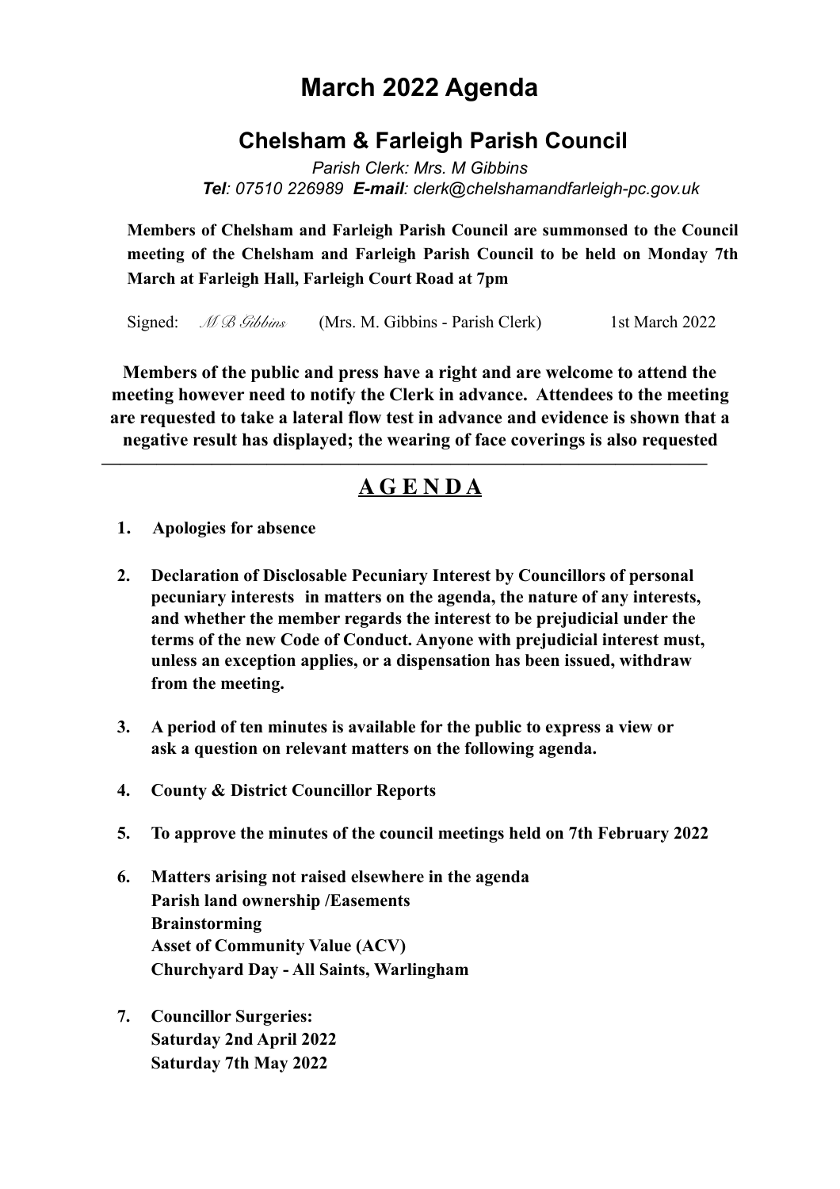# March 2022 Agenda

## Chelsham & Farleigh Parish Council

*Parish Clerk: Mrs. M Gibbins*
***Tel**: 07510 226989 **E-mail**: clerk@chelshamandfarleigh-pc.gov.uk*

**Members of Chelsham and Farleigh Parish Council are summonsed to the Council meeting of the Chelsham and Farleigh Parish Council to be held on Monday 7th March at Farleigh Hall, Farleigh Court Road at 7pm**

Signed: *M B Gibbins* (Mrs. M. Gibbins - Parish Clerk) 1st March 2022

**Members of the public and press have a right and are welcome to attend the meeting however need to notify the Clerk in advance. Attendees to the meeting are requested to take a lateral flow test in advance and evidence is shown that a negative result has displayed; the wearing of face coverings is also requested**

---

## A G E N D A

1. **Apologies for absence**

2. **Declaration of Disclosable Pecuniary Interest by Councillors of personal pecuniary interests in matters on the agenda, the nature of any interests, and whether the member regards the interest to be prejudicial under the terms of the new Code of Conduct. Anyone with prejudicial interest must, unless an exception applies, or a dispensation has been issued, withdraw from the meeting.**

3. **A period of ten minutes is available for the public to express a view or ask a question on relevant matters on the following agenda.**

4. **County & District Councillor Reports**

5. **To approve the minutes of the council meetings held on 7th February 2022**

6. **Matters arising not raised elsewhere in the agenda**
   **Parish land ownership /Easements**
   **Brainstorming**
   **Asset of Community Value (ACV)**
   **Churchyard Day - All Saints, Warlingham**

7. **Councillor Surgeries:**
   **Saturday 2nd April 2022**
   **Saturday 7th May 2022**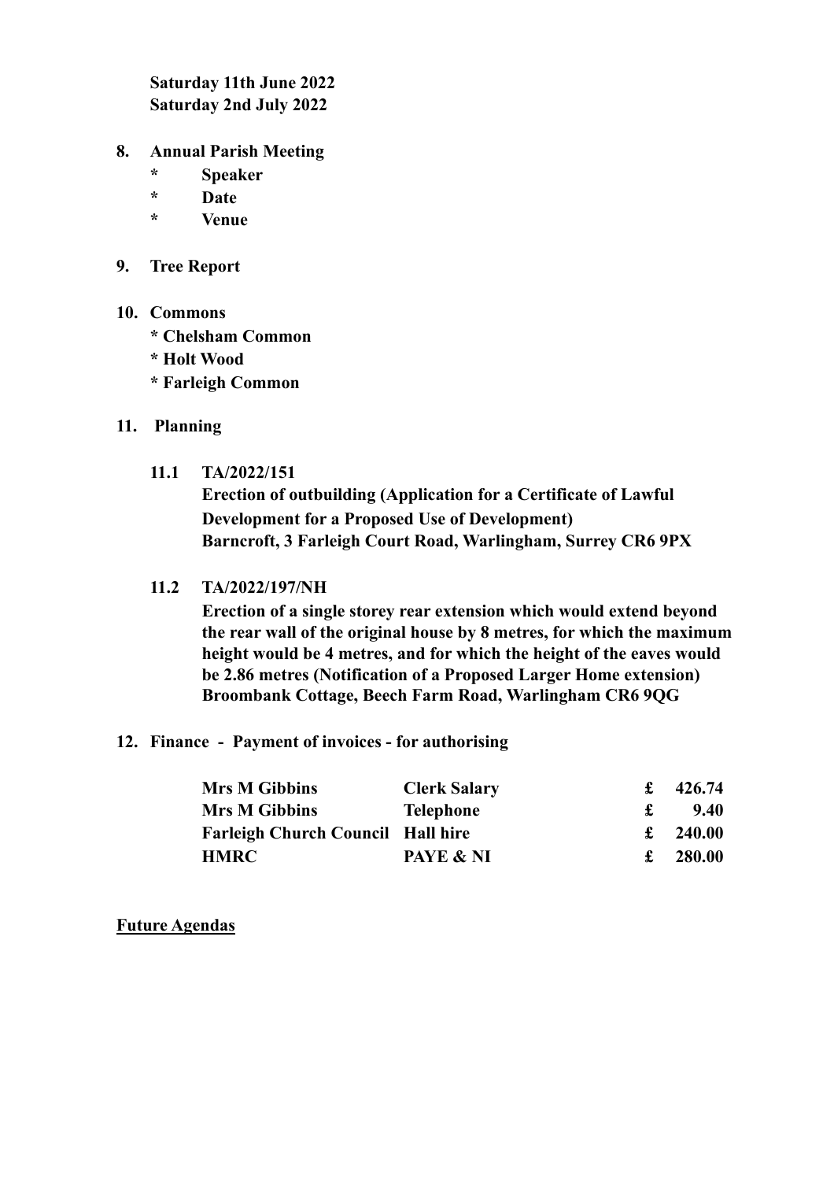**Saturday 11th June 2022**
**Saturday 2nd July 2022**

8. **Annual Parish Meeting**
    * **Speaker**
    * **Date**
    * **Venue**

9. **Tree Report**

10. **Commons**
    * **Chelsham Common**
    * **Holt Wood**
    * **Farleigh Common**

11. **Planning**

    **11.1 TA/2022/151**
    **Erection of outbuilding (Application for a Certificate of Lawful Development for a Proposed Use of Development)**
    **Barncroft, 3 Farleigh Court Road, Warlingham, Surrey CR6 9PX**

    **11.2 TA/2022/197/NH**
    **Erection of a single storey rear extension which would extend beyond the rear wall of the original house by 8 metres, for which the maximum height would be 4 metres, and for which the height of the eaves would be 2.86 metres (Notification of a Proposed Larger Home extension)**
    **Broombank Cottage, Beech Farm Road, Warlingham CR6 9QG**

12. **Finance - Payment of invoices - for authorising**

| | | |
|---|---|---|
| **Mrs M Gibbins** | **Clerk Salary** | **£ 426.74** |
| **Mrs M Gibbins** | **Telephone** | **£ 9.40** |
| **Farleigh Church Council** | **Hall hire** | **£ 240.00** |
| **HMRC** | **PAYE & NI** | **£ 280.00** |

<u>**Future Agendas**</u>